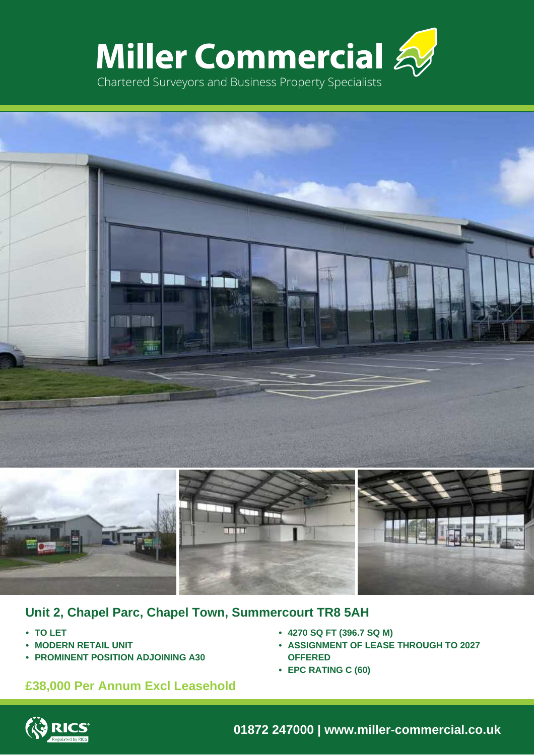# Miller Commercial

Chartered Surveyors and Business Property Specialists

## Unit 2, Chapel Parc, Chapel Town, Summercourt TR8 5AH

- **TO LET**
- **MODERN RETAIL UNIT**
- **PROMINENT POSITION ADJOINING A30**
- **4270 SQ FT (396.7 SQ M)**
- **ASSIGNMENT OF LEASE THROUGH TO 2027 OFFERED**
- **EPC RATING C (60)**

**£38,000 Per Annum Excl Leasehold**

RICS Regulated by RICS

**01872 247000 | www.miller-commercial.co.uk**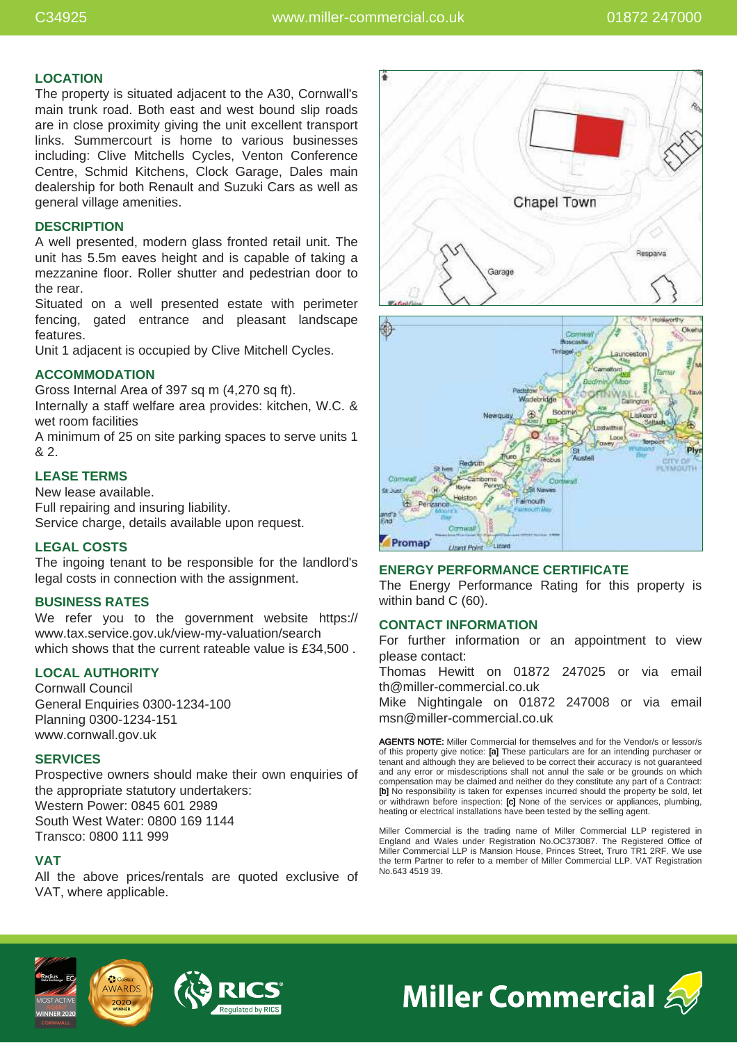## LOCATION

The property is situated adjacent to the A30, Cornwall's main trunk road. Both east and west bound slip roads are in close proximity giving the unit excellent transport links. Summercourt is home to various businesses including: Clive Mitchells Cycles, Venton Conference Centre, Schmid Kitchens, Clock Garage, Dales main dealership for both Renault and Suzuki Cars as well as general village amenities.

## DESCRIPTION

A well presented, modern glass fronted retail unit. The unit has 5.5m eaves height and is capable of taking a mezzanine floor. Roller shutter and pedestrian door to the rear.

Situated on a well presented estate with perimeter fencing, gated entrance and pleasant landscape features.

Unit 1 adjacent is occupied by Clive Mitchell Cycles.

## ACCOMMODATION

Gross Internal Area of 397 sq m (4,270 sq ft).

Internally a staff welfare area provides: kitchen, W.C. & wet room facilities

A minimum of 25 on site parking spaces to serve units 1 & 2.

## LEASE TERMS

New lease available.

Full repairing and insuring liability.

Service charge, details available upon request.

## LEGAL COSTS

The ingoing tenant to be responsible for the landlord's legal costs in connection with the assignment.

## BUSINESS RATES

We refer you to the government website https://www.tax.service.gov.uk/view-my-valuation/search which shows that the current rateable value is £34,500 .

## LOCAL AUTHORITY

Cornwall Council
General Enquiries 0300-1234-100
Planning 0300-1234-151
www.cornwall.gov.uk

## SERVICES

Prospective owners should make their own enquiries of the appropriate statutory undertakers:
Western Power: 0845 601 2989
South West Water: 0800 169 1144
Transco: 0800 111 999

## VAT

All the above prices/rentals are quoted exclusive of VAT, where applicable.

## ENERGY PERFORMANCE CERTIFICATE

The Energy Performance Rating for this property is within band C (60).

## CONTACT INFORMATION

For further information or an appointment to view please contact:

Thomas Hewitt on 01872 247025 or via email th@miller-commercial.co.uk

Mike Nightingale on 01872 247008 or via email msn@miller-commercial.co.uk

**AGENTS NOTE:** Miller Commercial for themselves and for the Vendor/s or lessor/s of this property give notice: **[a]** These particulars are for an intending purchaser or tenant and although they are believed to be correct their accuracy is not guaranteed and any error or misdescriptions shall not annul the sale or be grounds on which compensation may be claimed and neither do they constitute any part of a Contract: **[b]** No responsibility is taken for expenses incurred should the property be sold, let or withdrawn before inspection: **[c]** None of the services or appliances, plumbing, heating or electrical installations have been tested by the selling agent.

Miller Commercial is the trading name of Miller Commercial LLP registered in England and Wales under Registration No.OC373087. The Registered Office of Miller Commercial LLP is Mansion House, Princes Street, Truro TR1 2RF. We use the term Partner to refer to a member of Miller Commercial LLP. VAT Registration No.643 4519 39.